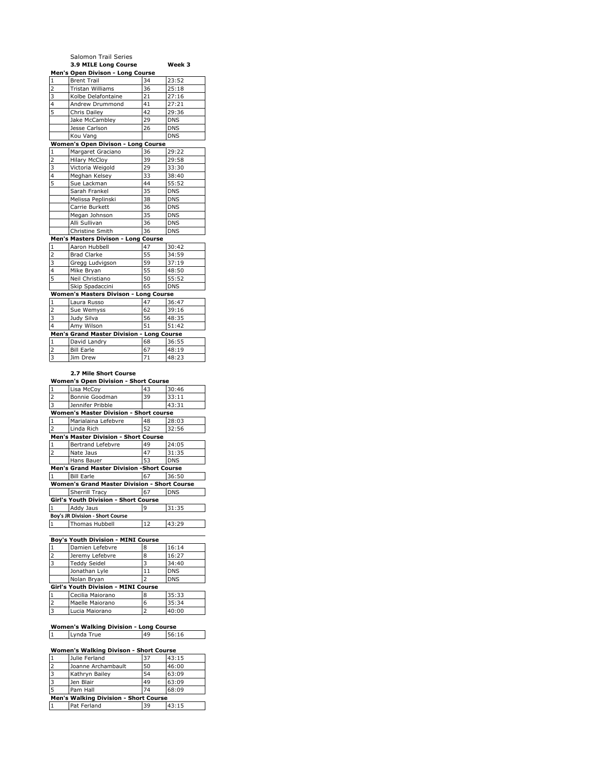Salomon Trail Series

**3.9 MILE Long Course** **Week 3**

**Men's Open Divison - Long Course**

| | | | |
|---|---|---|---|
| 1 | Brent Trail | 34 | 23:52 |
| 2 | Tristan Williams | 36 | 25:18 |
| 3 | Kolbe Delafontaine | 21 | 27:16 |
| 4 | Andrew Drummond | 41 | 27:21 |
| 5 | Chris Dailey | 42 | 29:36 |
| | Jake McCambley | 29 | DNS |
| | Jesse Carlson | 26 | DNS |
| | Kou Vang | | DNS |

**Women's Open Divison - Long Course**

| | | | |
|---|---|---|---|
| 1 | Margaret Graciano | 36 | 29:22 |
| 2 | Hilary McCloy | 39 | 29:58 |
| 3 | Victoria Weigold | 29 | 33:30 |
| 4 | Meghan Kelsey | 33 | 38:40 |
| 5 | Sue Lackman | 44 | 55:52 |
| | Sarah Frankel | 35 | DNS |
| | Melissa Peplinski | 38 | DNS |
| | Carrie Burkett | 36 | DNS |
| | Megan Johnson | 35 | DNS |
| | Alli Sullivan | 36 | DNS |
| | Christine Smith | 36 | DNS |

**Men's Masters Divison - Long Course**

| | | | |
|---|---|---|---|
| 1 | Aaron Hubbell | 47 | 30:42 |
| 2 | Brad Clarke | 55 | 34:59 |
| 3 | Gregg Ludvigson | 59 | 37:19 |
| 4 | Mike Bryan | 55 | 48:50 |
| 5 | Neil Christiano | 50 | 55:52 |
| | Skip Spadaccini | 65 | DNS |

**Women's Masters Divison - Long Course**

| | | | |
|---|---|---|---|
| 1 | Laura Russo | 47 | 36:47 |
| 2 | Sue Wemyss | 62 | 39:16 |
| 3 | Judy Silva | 56 | 48:35 |
| 4 | Amy Wilson | 51 | 51:42 |

**Men's Grand Master Division - Long Course**

| | | | |
|---|---|---|---|
| 1 | David Landry | 68 | 36:55 |
| 2 | Bill Earle | 67 | 48:19 |
| 3 | Jim Drew | 71 | 48:23 |

**2.7 Mile Short Course**

**Women's Open Division - Short Course**

| | | | |
|---|---|---|---|
| 1 | Lisa McCoy | 43 | 30:46 |
| 2 | Bonnie Goodman | 39 | 33:11 |
| 3 | Jennifer Pribble | | 43:31 |

**Women's Master Division - Short course**

| | | | |
|---|---|---|---|
| 1 | Marialaina Lefebvre | 48 | 28:03 |
| 2 | Linda Rich | 52 | 32:56 |

**Men's Master Division - Short Course**

| | | | |
|---|---|---|---|
| 1 | Bertrand Lefebvre | 49 | 24:05 |
| 2 | Nate Jaus | 47 | 31:35 |
| | Hans Bauer | 53 | DNS |

**Men's Grand Master Division -Short Course**

| | | | |
|---|---|---|---|
| 1 | Bill Earle | 67 | 36:50 |

**Women's Grand Master Division - Short Course**

| | | | |
|---|---|---|---|
| | Sherrill Tracy | 67 | DNS |

**Girl's Youth Division - Short Course**

| | | | |
|---|---|---|---|
| 1 | Addy Jaus | 9 | 31:35 |

**Boy's JR Division - Short Course**

| | | | |
|---|---|---|---|
| 1 | Thomas Hubbell | 12 | 43:29 |

**Boy's Youth Division - MINI Course**

| | | | |
|---|---|---|---|
| 1 | Damien Lefebvre | 8 | 16:14 |
| 2 | Jeremy Lefebvre | 8 | 16:27 |
| 3 | Teddy Seidel | 3 | 34:40 |
| | Jonathan Lyle | 11 | DNS |
| | Nolan Bryan | 2 | DNS |

**Girl's Youth Division - MINI Course**

| | | | |
|---|---|---|---|
| 1 | Cecilia Maiorano | 8 | 35:33 |
| 2 | Maelle Maiorano | 6 | 35:34 |
| 3 | Lucia Maiorano | 2 | 40:00 |

**Women's Walking Division - Long Course**

| | | | |
|---|---|---|---|
| 1 | Lynda True | 49 | 56:16 |

**Women's Walking Divison - Short Course**

| | | | |
|---|---|---|---|
| 1 | Julie Ferland | 37 | 43:15 |
| 2 | Joanne Archambault | 50 | 46:00 |
| 3 | Kathryn Bailey | 54 | 63:09 |
| 3 | Jen Blair | 49 | 63:09 |
| 5 | Pam Hall | 74 | 68:09 |

**Men's Walking Division - Short Course**

| | | | |
|---|---|---|---|
| 1 | Pat Ferland | 39 | 43:15 |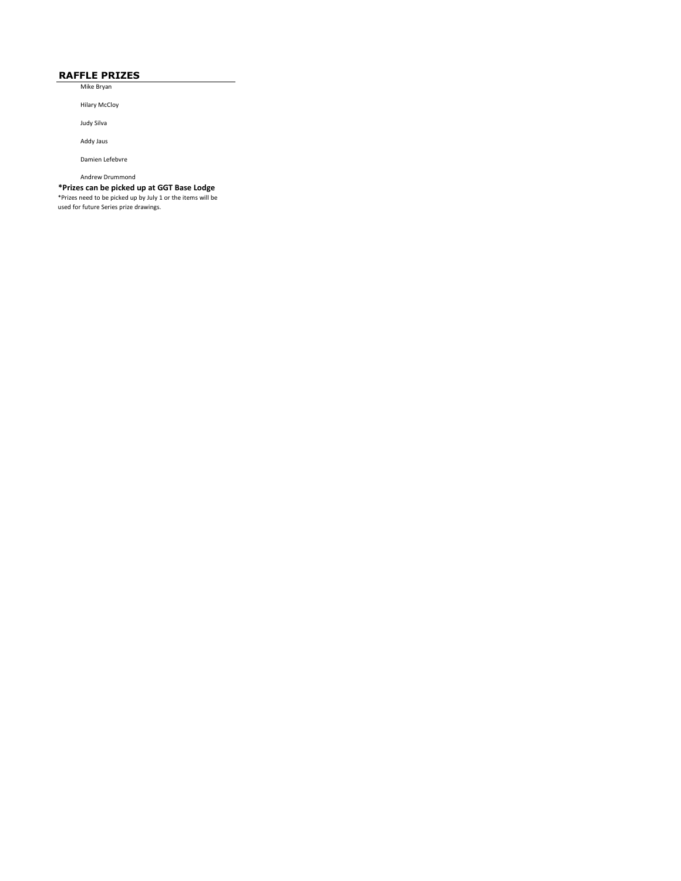## RAFFLE PRIZES

Mike Bryan

Hilary McCloy

Judy Silva

Addy Jaus

Damien Lefebvre

Andrew Drummond

**\*Prizes can be picked up at GGT Base Lodge**

\*Prizes need to be picked up by July 1 or the items will be used for future Series prize drawings.